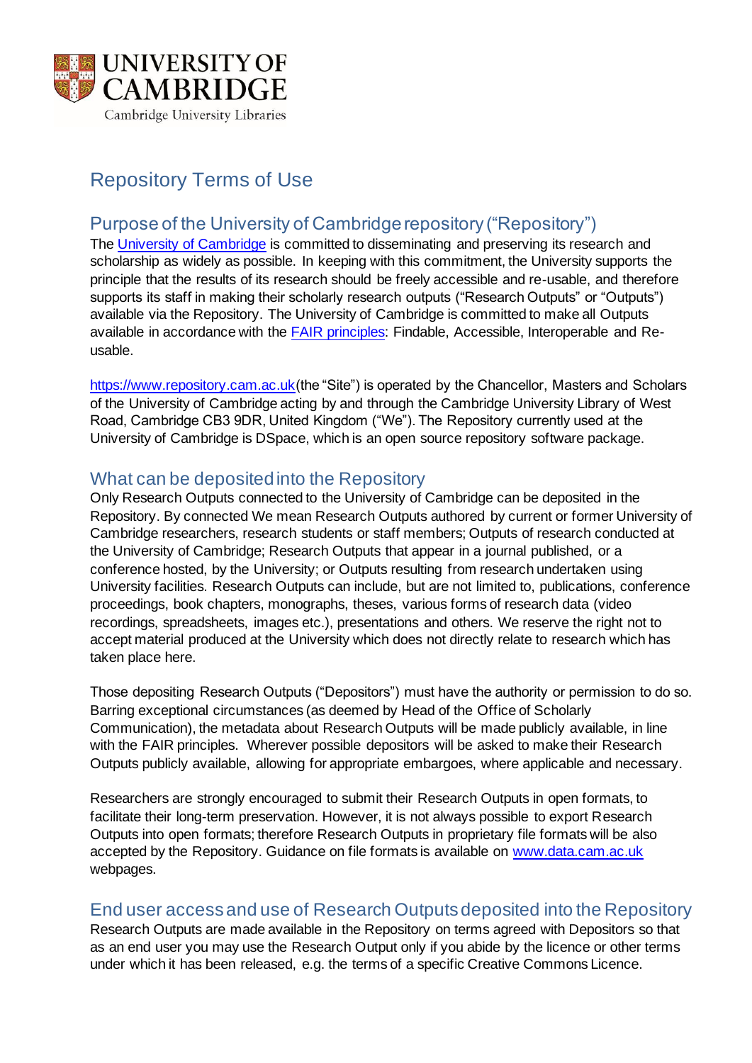UNIVERSITY OF CAMBRIDGE

Cambridge University Libraries

# Repository Terms of Use

## Purpose of the University of Cambridge repository ("Repository")

The University of Cambridge is committed to disseminating and preserving its research and scholarship as widely as possible. In keeping with this commitment, the University supports the principle that the results of its research should be freely accessible and re-usable, and therefore supports its staff in making their scholarly research outputs ("Research Outputs" or "Outputs") available via the Repository. The University of Cambridge is committed to make all Outputs available in accordance with the FAIR principles: Findable, Accessible, Interoperable and Re-usable.

https://www.repository.cam.ac.uk (the "Site") is operated by the Chancellor, Masters and Scholars of the University of Cambridge acting by and through the Cambridge University Library of West Road, Cambridge CB3 9DR, United Kingdom ("We"). The Repository currently used at the University of Cambridge is DSpace, which is an open source repository software package.

## What can be deposited into the Repository

Only Research Outputs connected to the University of Cambridge can be deposited in the Repository. By connected We mean Research Outputs authored by current or former University of Cambridge researchers, research students or staff members; Outputs of research conducted at the University of Cambridge; Research Outputs that appear in a journal published, or a conference hosted, by the University; or Outputs resulting from research undertaken using University facilities. Research Outputs can include, but are not limited to, publications, conference proceedings, book chapters, monographs, theses, various forms of research data (video recordings, spreadsheets, images etc.), presentations and others. We reserve the right not to accept material produced at the University which does not directly relate to research which has taken place here.

Those depositing Research Outputs ("Depositors") must have the authority or permission to do so. Barring exceptional circumstances (as deemed by Head of the Office of Scholarly Communication), the metadata about Research Outputs will be made publicly available, in line with the FAIR principles. Wherever possible depositors will be asked to make their Research Outputs publicly available, allowing for appropriate embargoes, where applicable and necessary.

Researchers are strongly encouraged to submit their Research Outputs in open formats, to facilitate their long-term preservation. However, it is not always possible to export Research Outputs into open formats; therefore Research Outputs in proprietary file formats will be also accepted by the Repository. Guidance on file formats is available on www.data.cam.ac.uk webpages.

## End user access and use of Research Outputs deposited into the Repository

Research Outputs are made available in the Repository on terms agreed with Depositors so that as an end user you may use the Research Output only if you abide by the licence or other terms under which it has been released, e.g. the terms of a specific Creative Commons Licence.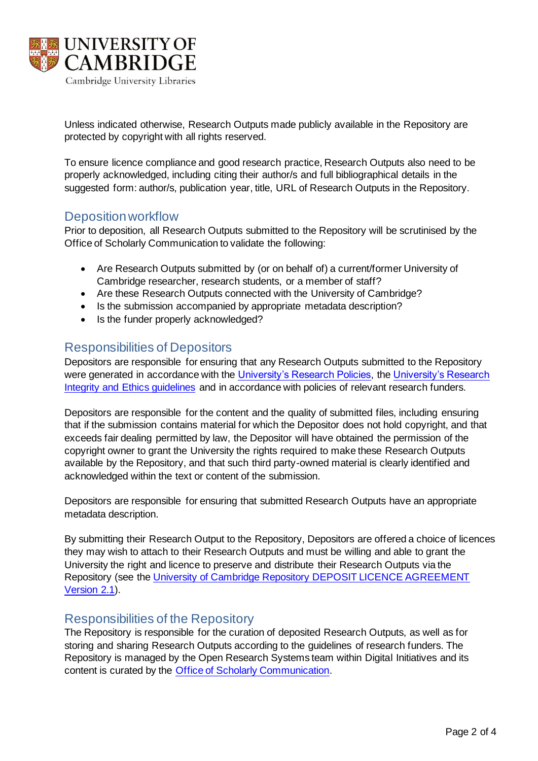Unless indicated otherwise, Research Outputs made publicly available in the Repository are protected by copyright with all rights reserved.

To ensure licence compliance and good research practice, Research Outputs also need to be properly acknowledged, including citing their author/s and full bibliographical details in the suggested form: author/s, publication year, title, URL of Research Outputs in the Repository.

## Deposition workflow

Prior to deposition, all Research Outputs submitted to the Repository will be scrutinised by the Office of Scholarly Communication to validate the following:

- Are Research Outputs submitted by (or on behalf of) a current/former University of Cambridge researcher, research students, or a member of staff?
- Are these Research Outputs connected with the University of Cambridge?
- Is the submission accompanied by appropriate metadata description?
- Is the funder properly acknowledged?

## Responsibilities of Depositors

Depositors are responsible for ensuring that any Research Outputs submitted to the Repository were generated in accordance with the University's Research Policies, the University's Research Integrity and Ethics guidelines and in accordance with policies of relevant research funders.

Depositors are responsible for the content and the quality of submitted files, including ensuring that if the submission contains material for which the Depositor does not hold copyright, and that exceeds fair dealing permitted by law, the Depositor will have obtained the permission of the copyright owner to grant the University the rights required to make these Research Outputs available by the Repository, and that such third party-owned material is clearly identified and acknowledged within the text or content of the submission.

Depositors are responsible for ensuring that submitted Research Outputs have an appropriate metadata description.

By submitting their Research Output to the Repository, Depositors are offered a choice of licences they may wish to attach to their Research Outputs and must be willing and able to grant the University the right and licence to preserve and distribute their Research Outputs via the Repository (see the University of Cambridge Repository DEPOSIT LICENCE AGREEMENT Version 2.1).

## Responsibilities of the Repository

The Repository is responsible for the curation of deposited Research Outputs, as well as for storing and sharing Research Outputs according to the guidelines of research funders. The Repository is managed by the Open Research Systems team within Digital Initiatives and its content is curated by the Office of Scholarly Communication.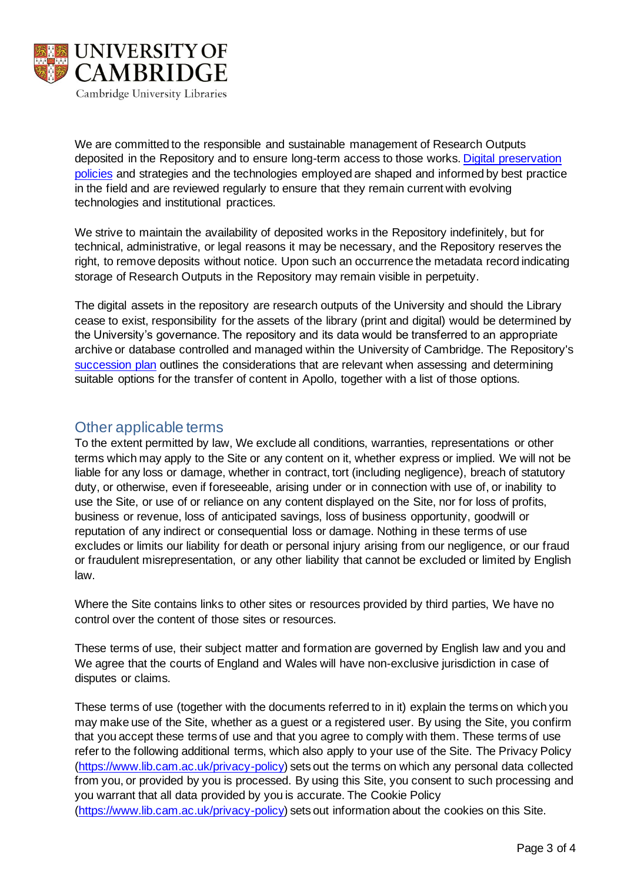We are committed to the responsible and sustainable management of Research Outputs deposited in the Repository and to ensure long-term access to those works. Digital preservation policies and strategies and the technologies employed are shaped and informed by best practice in the field and are reviewed regularly to ensure that they remain current with evolving technologies and institutional practices.

We strive to maintain the availability of deposited works in the Repository indefinitely, but for technical, administrative, or legal reasons it may be necessary, and the Repository reserves the right, to remove deposits without notice. Upon such an occurrence the metadata record indicating storage of Research Outputs in the Repository may remain visible in perpetuity.

The digital assets in the repository are research outputs of the University and should the Library cease to exist, responsibility for the assets of the library (print and digital) would be determined by the University's governance. The repository and its data would be transferred to an appropriate archive or database controlled and managed within the University of Cambridge. The Repository's succession plan outlines the considerations that are relevant when assessing and determining suitable options for the transfer of content in Apollo, together with a list of those options.

## Other applicable terms

To the extent permitted by law, We exclude all conditions, warranties, representations or other terms which may apply to the Site or any content on it, whether express or implied. We will not be liable for any loss or damage, whether in contract, tort (including negligence), breach of statutory duty, or otherwise, even if foreseeable, arising under or in connection with use of, or inability to use the Site, or use of or reliance on any content displayed on the Site, nor for loss of profits, business or revenue, loss of anticipated savings, loss of business opportunity, goodwill or reputation of any indirect or consequential loss or damage. Nothing in these terms of use excludes or limits our liability for death or personal injury arising from our negligence, or our fraud or fraudulent misrepresentation, or any other liability that cannot be excluded or limited by English law.

Where the Site contains links to other sites or resources provided by third parties, We have no control over the content of those sites or resources.

These terms of use, their subject matter and formation are governed by English law and you and We agree that the courts of England and Wales will have non-exclusive jurisdiction in case of disputes or claims.

These terms of use (together with the documents referred to in it) explain the terms on which you may make use of the Site, whether as a guest or a registered user. By using the Site, you confirm that you accept these terms of use and that you agree to comply with them. These terms of use refer to the following additional terms, which also apply to your use of the Site. The Privacy Policy (https://www.lib.cam.ac.uk/privacy-policy) sets out the terms on which any personal data collected from you, or provided by you is processed. By using this Site, you consent to such processing and you warrant that all data provided by you is accurate. The Cookie Policy (https://www.lib.cam.ac.uk/privacy-policy) sets out information about the cookies on this Site.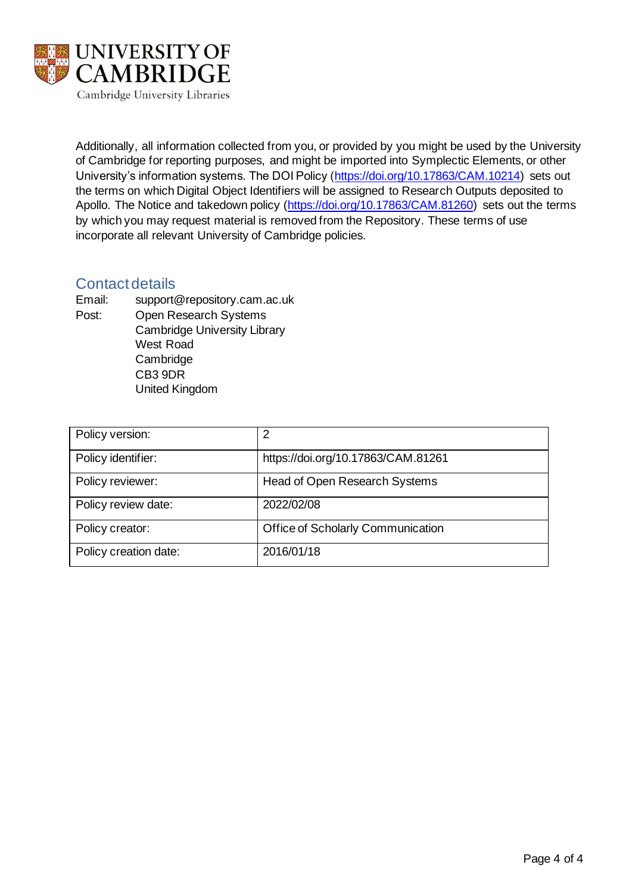Additionally, all information collected from you, or provided by you might be used by the University of Cambridge for reporting purposes, and might be imported into Symplectic Elements, or other University's information systems. The DOI Policy (https://doi.org/10.17863/CAM.10214) sets out the terms on which Digital Object Identifiers will be assigned to Research Outputs deposited to Apollo. The Notice and takedown policy (https://doi.org/10.17863/CAM.81260) sets out the terms by which you may request material is removed from the Repository. These terms of use incorporate all relevant University of Cambridge policies.

## Contact details

Email: support@repository.cam.ac.uk

Post: Open Research Systems
Cambridge University Library
West Road
Cambridge
CB3 9DR
United Kingdom

| | |
|---|---|
| Policy version: | 2 |
| Policy identifier: | https://doi.org/10.17863/CAM.81261 |
| Policy reviewer: | Head of Open Research Systems |
| Policy review date: | 2022/02/08 |
| Policy creator: | Office of Scholarly Communication |
| Policy creation date: | 2016/01/18 |